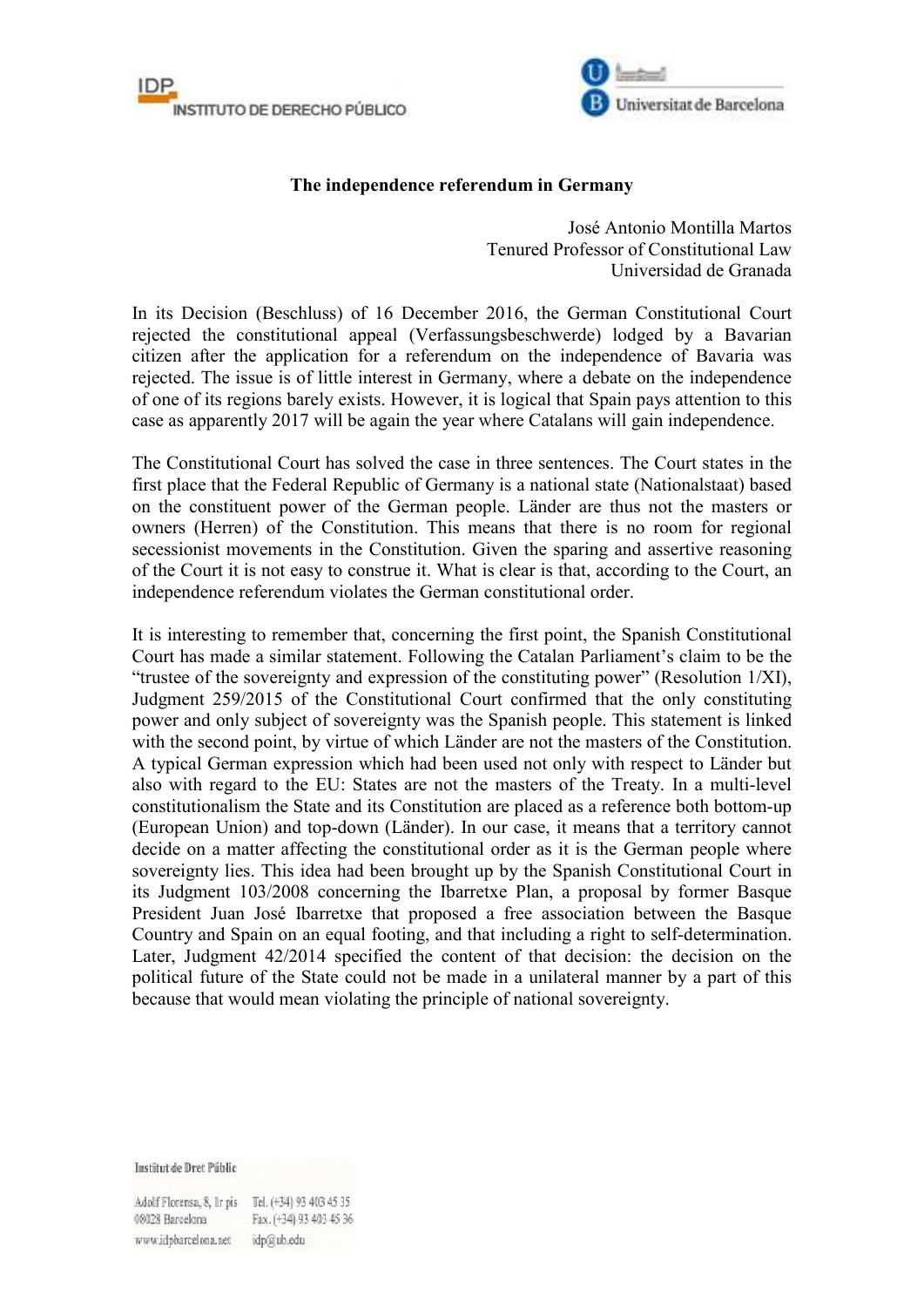**The independence referendum in Germany**

José Antonio Montilla Martos
Tenured Professor of Constitutional Law
Universidad de Granada

In its Decision (Beschluss) of 16 December 2016, the German Constitutional Court rejected the constitutional appeal (Verfassungsbeschwerde) lodged by a Bavarian citizen after the application for a referendum on the independence of Bavaria was rejected. The issue is of little interest in Germany, where a debate on the independence of one of its regions barely exists. However, it is logical that Spain pays attention to this case as apparently 2017 will be again the year where Catalans will gain independence.

The Constitutional Court has solved the case in three sentences. The Court states in the first place that the Federal Republic of Germany is a national state (Nationalstaat) based on the constituent power of the German people. Länder are thus not the masters or owners (Herren) of the Constitution. This means that there is no room for regional secessionist movements in the Constitution. Given the sparing and assertive reasoning of the Court it is not easy to construe it. What is clear is that, according to the Court, an independence referendum violates the German constitutional order.

It is interesting to remember that, concerning the first point, the Spanish Constitutional Court has made a similar statement. Following the Catalan Parliament's claim to be the "trustee of the sovereignty and expression of the constituting power" (Resolution 1/XI), Judgment 259/2015 of the Constitutional Court confirmed that the only constituting power and only subject of sovereignty was the Spanish people. This statement is linked with the second point, by virtue of which Länder are not the masters of the Constitution. A typical German expression which had been used not only with respect to Länder but also with regard to the EU: States are not the masters of the Treaty. In a multi-level constitutionalism the State and its Constitution are placed as a reference both bottom-up (European Union) and top-down (Länder). In our case, it means that a territory cannot decide on a matter affecting the constitutional order as it is the German people where sovereignty lies. This idea had been brought up by the Spanish Constitutional Court in its Judgment 103/2008 concerning the Ibarretxe Plan, a proposal by former Basque President Juan José Ibarretxe that proposed a free association between the Basque Country and Spain on an equal footing, and that including a right to self-determination. Later, Judgment 42/2014 specified the content of that decision: the decision on the political future of the State could not be made in a unilateral manner by a part of this because that would mean violating the principle of national sovereignty.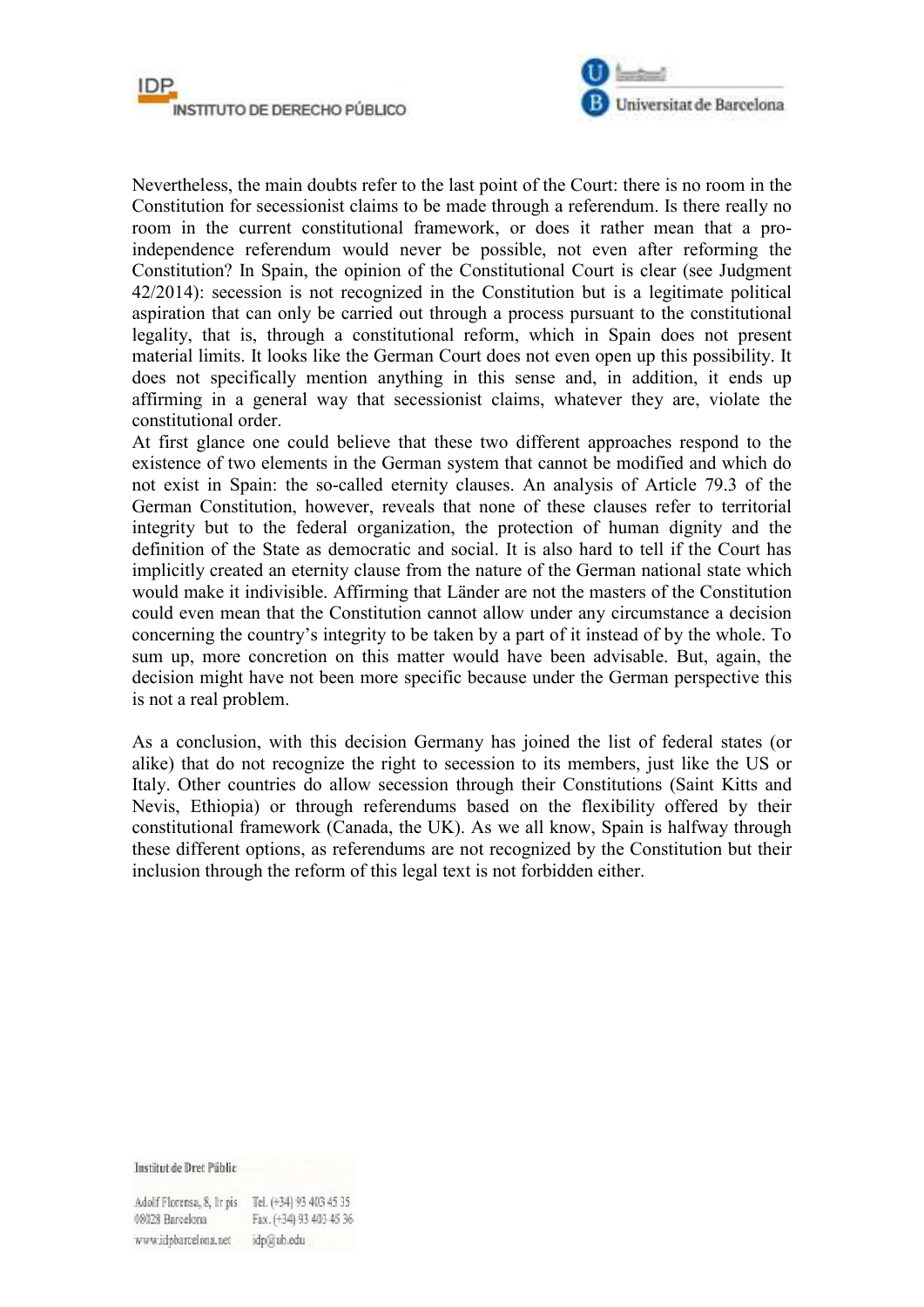Nevertheless, the main doubts refer to the last point of the Court: there is no room in the Constitution for secessionist claims to be made through a referendum. Is there really no room in the current constitutional framework, or does it rather mean that a pro-independence referendum would never be possible, not even after reforming the Constitution? In Spain, the opinion of the Constitutional Court is clear (see Judgment 42/2014): secession is not recognized in the Constitution but is a legitimate political aspiration that can only be carried out through a process pursuant to the constitutional legality, that is, through a constitutional reform, which in Spain does not present material limits. It looks like the German Court does not even open up this possibility. It does not specifically mention anything in this sense and, in addition, it ends up affirming in a general way that secessionist claims, whatever they are, violate the constitutional order.
At first glance one could believe that these two different approaches respond to the existence of two elements in the German system that cannot be modified and which do not exist in Spain: the so-called eternity clauses. An analysis of Article 79.3 of the German Constitution, however, reveals that none of these clauses refer to territorial integrity but to the federal organization, the protection of human dignity and the definition of the State as democratic and social. It is also hard to tell if the Court has implicitly created an eternity clause from the nature of the German national state which would make it indivisible. Affirming that Länder are not the masters of the Constitution could even mean that the Constitution cannot allow under any circumstance a decision concerning the country's integrity to be taken by a part of it instead of by the whole. To sum up, more concretion on this matter would have been advisable. But, again, the decision might have not been more specific because under the German perspective this is not a real problem.

As a conclusion, with this decision Germany has joined the list of federal states (or alike) that do not recognize the right to secession to its members, just like the US or Italy. Other countries do allow secession through their Constitutions (Saint Kitts and Nevis, Ethiopia) or through referendums based on the flexibility offered by their constitutional framework (Canada, the UK). As we all know, Spain is halfway through these different options, as referendums are not recognized by the Constitution but their inclusion through the reform of this legal text is not forbidden either.